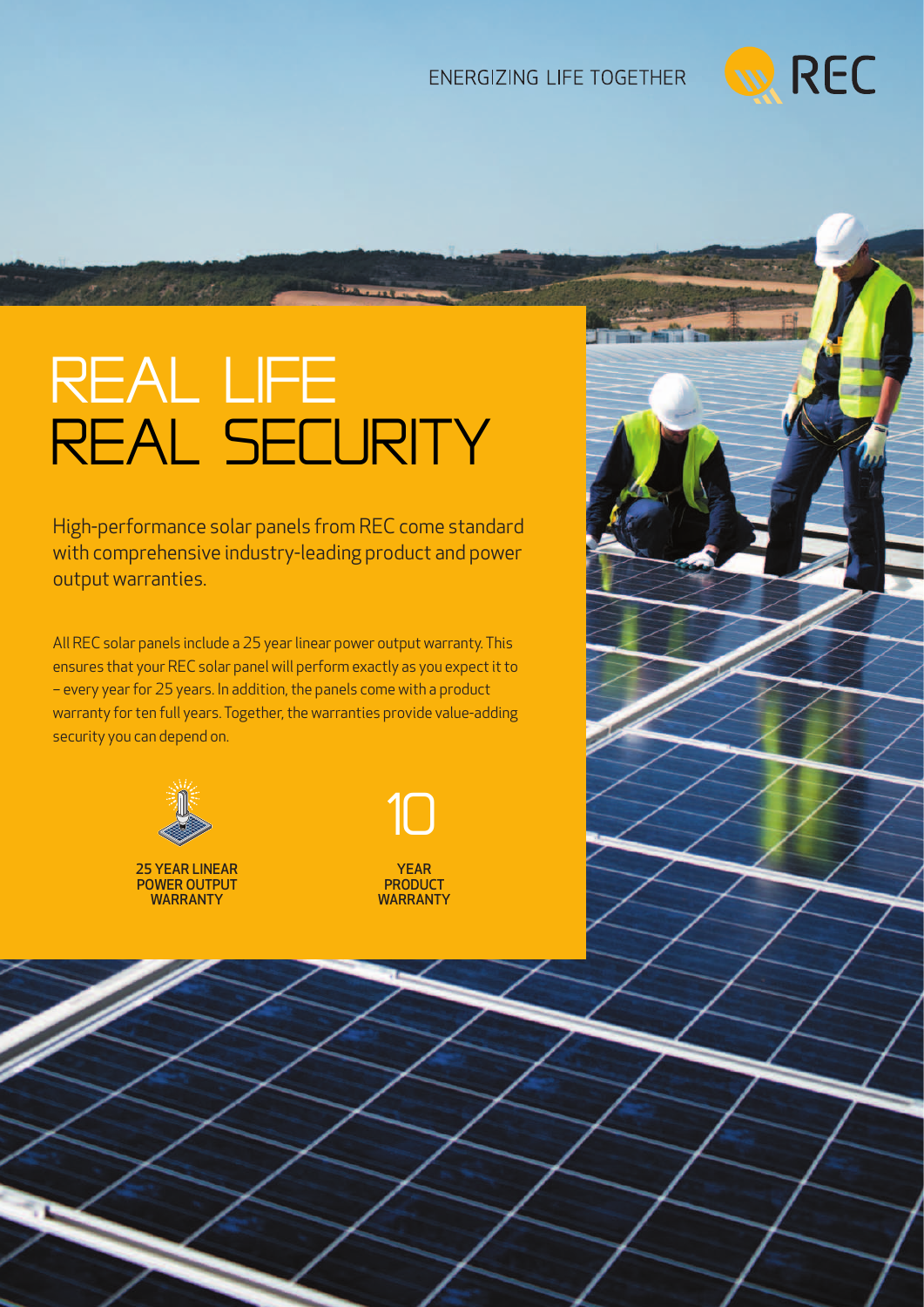ENERGIZING LIFE TOGETHER

REC

# REAL LIFE REAL SECURITY

High-performance solar panels from REC come standard with comprehensive industry-leading product and power output warranties.

All REC solar panels include a 25 year linear power output warranty. This ensures that your REC solar panel will perform exactly as you expect it to – every year for 25 years. In addition, the panels come with a product warranty for ten full years. Together, the warranties provide value-adding security you can depend on.

**25 YEAR LINEAR POWER OUTPUT WARRANTY**

10

**YEAR PRODUCT WARRANTY**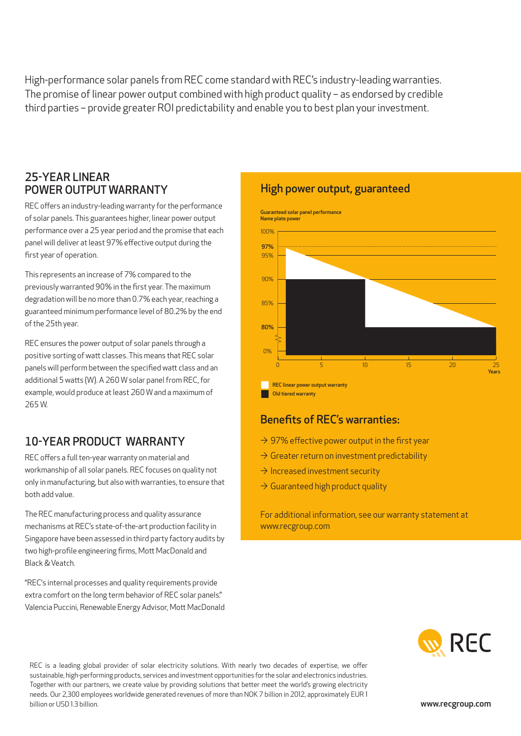High-performance solar panels from REC come standard with REC's industry-leading warranties. The promise of linear power output combined with high product quality – as endorsed by credible third parties – provide greater ROI predictability and enable you to best plan your investment.

## 25-YEAR LINEAR POWER OUTPUT WARRANTY

REC offers an industry-leading warranty for the performance of solar panels. This guarantees higher, linear power output performance over a 25 year period and the promise that each panel will deliver at least 97% effective output during the first year of operation.

This represents an increase of 7% compared to the previously warranted 90% in the first year. The maximum degradation will be no more than 0.7% each year, reaching a guaranteed minimum performance level of 80.2% by the end of the 25th year.

REC ensures the power output of solar panels through a positive sorting of watt classes. This means that REC solar panels will perform between the specified watt class and an additional 5 watts (W). A 260 W solar panel from REC, for example, would produce at least 260 W and a maximum of 265 W.

## 10-YEAR PRODUCT WARRANTY

REC offers a full ten-year warranty on material and workmanship of all solar panels. REC focuses on quality not only in manufacturing, but also with warranties, to ensure that both add value.

The REC manufacturing process and quality assurance mechanisms at REC's state-of-the-art production facility in Singapore have been assessed in third party factory audits by two high-profile engineering firms, Mott MacDonald and Black & Veatch.

"REC's internal processes and quality requirements provide extra comfort on the long term behavior of REC solar panels."
Valencia Puccini, Renewable Energy Advisor, Mott MacDonald

## High power output, guaranteed

Guaranteed solar panel performance
Name plate power

100%
97%
95%
90%
85%
80%
0%

0
5
10
15
20
25
Years

REC linear power output warranty
Old tiered warranty

## Benefits of REC's warranties:

- → 97% effective power output in the first year
- → Greater return on investment predictability
- → Increased investment security
- → Guaranteed high product quality

For additional information, see our warranty statement at www.recgroup.com

REC

REC is a leading global provider of solar electricity solutions. With nearly two decades of expertise, we offer sustainable, high-performing products, services and investment opportunities for the solar and electronics industries. Together with our partners, we create value by providing solutions that better meet the world's growing electricity needs. Our 2,300 employees worldwide generated revenues of more than NOK 7 billion in 2012, approximately EUR 1 billion or USD 1.3 billion.

www.recgroup.com